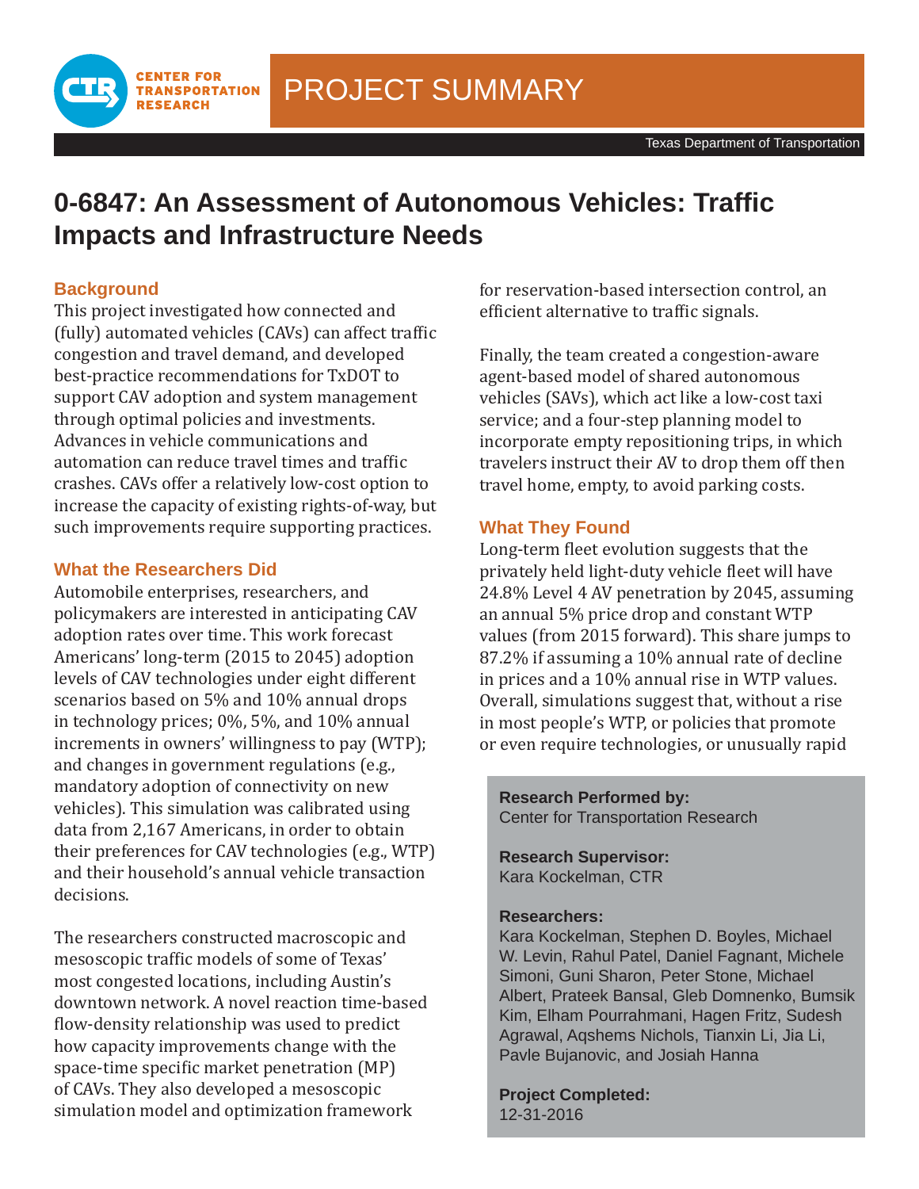CENTER FOR TRANSPORTATION RESEARCH

PROJECT SUMMARY

Texas Department of Transportation

# 0-6847: An Assessment of Autonomous Vehicles: Traffic Impacts and Infrastructure Needs

## Background

This project investigated how connected and (fully) automated vehicles (CAVs) can affect traffic congestion and travel demand, and developed best-practice recommendations for TxDOT to support CAV adoption and system management through optimal policies and investments. Advances in vehicle communications and automation can reduce travel times and traffic crashes. CAVs offer a relatively low-cost option to increase the capacity of existing rights-of-way, but such improvements require supporting practices.

## What the Researchers Did

Automobile enterprises, researchers, and policymakers are interested in anticipating CAV adoption rates over time. This work forecast Americans' long-term (2015 to 2045) adoption levels of CAV technologies under eight different scenarios based on 5% and 10% annual drops in technology prices; 0%, 5%, and 10% annual increments in owners' willingness to pay (WTP); and changes in government regulations (e.g., mandatory adoption of connectivity on new vehicles). This simulation was calibrated using data from 2,167 Americans, in order to obtain their preferences for CAV technologies (e.g., WTP) and their household's annual vehicle transaction decisions.

The researchers constructed macroscopic and mesoscopic traffic models of some of Texas' most congested locations, including Austin's downtown network. A novel reaction time-based flow-density relationship was used to predict how capacity improvements change with the space-time specific market penetration (MP) of CAVs. They also developed a mesoscopic simulation model and optimization framework for reservation-based intersection control, an efficient alternative to traffic signals.

Finally, the team created a congestion-aware agent-based model of shared autonomous vehicles (SAVs), which act like a low-cost taxi service; and a four-step planning model to incorporate empty repositioning trips, in which travelers instruct their AV to drop them off then travel home, empty, to avoid parking costs.

## What They Found

Long-term fleet evolution suggests that the privately held light-duty vehicle fleet will have 24.8% Level 4 AV penetration by 2045, assuming an annual 5% price drop and constant WTP values (from 2015 forward). This share jumps to 87.2% if assuming a 10% annual rate of decline in prices and a 10% annual rise in WTP values. Overall, simulations suggest that, without a rise in most people's WTP, or policies that promote or even require technologies, or unusually rapid

**Research Performed by:**
Center for Transportation Research

**Research Supervisor:**
Kara Kockelman, CTR

**Researchers:**
Kara Kockelman, Stephen D. Boyles, Michael W. Levin, Rahul Patel, Daniel Fagnant, Michele Simoni, Guni Sharon, Peter Stone, Michael Albert, Prateek Bansal, Gleb Domnenko, Bumsik Kim, Elham Pourrahmani, Hagen Fritz, Sudesh Agrawal, Aqshems Nichols, Tianxin Li, Jia Li, Pavle Bujanovic, and Josiah Hanna

**Project Completed:**
12-31-2016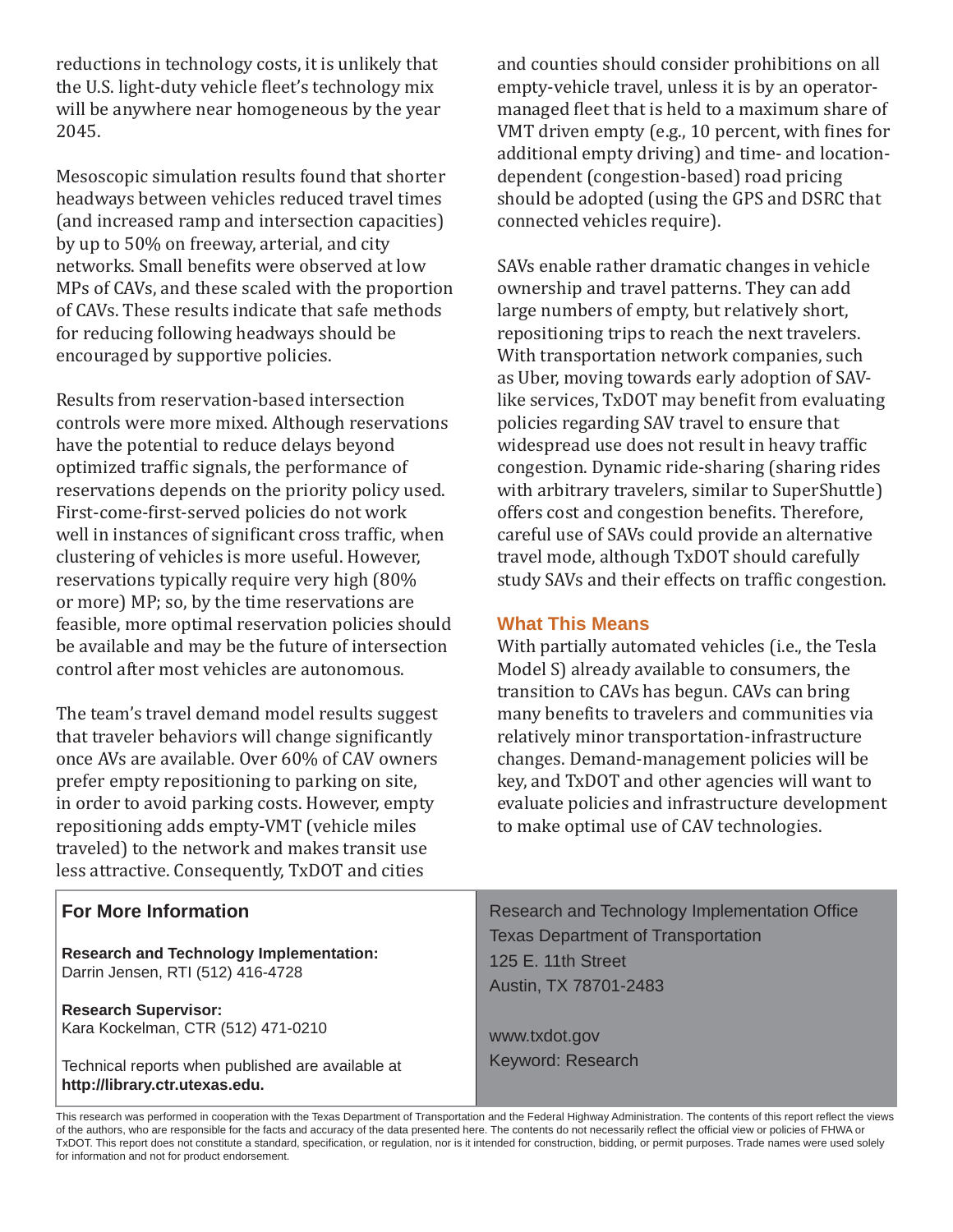reductions in technology costs, it is unlikely that the U.S. light-duty vehicle fleet's technology mix will be anywhere near homogeneous by the year 2045.

Mesoscopic simulation results found that shorter headways between vehicles reduced travel times (and increased ramp and intersection capacities) by up to 50% on freeway, arterial, and city networks. Small benefits were observed at low MPs of CAVs, and these scaled with the proportion of CAVs. These results indicate that safe methods for reducing following headways should be encouraged by supportive policies.

Results from reservation-based intersection controls were more mixed. Although reservations have the potential to reduce delays beyond optimized traffic signals, the performance of reservations depends on the priority policy used. First-come-first-served policies do not work well in instances of significant cross traffic, when clustering of vehicles is more useful. However, reservations typically require very high (80% or more) MP; so, by the time reservations are feasible, more optimal reservation policies should be available and may be the future of intersection control after most vehicles are autonomous.

The team's travel demand model results suggest that traveler behaviors will change significantly once AVs are available. Over 60% of CAV owners prefer empty repositioning to parking on site, in order to avoid parking costs. However, empty repositioning adds empty-VMT (vehicle miles traveled) to the network and makes transit use less attractive. Consequently, TxDOT and cities and counties should consider prohibitions on all empty-vehicle travel, unless it is by an operator-managed fleet that is held to a maximum share of VMT driven empty (e.g., 10 percent, with fines for additional empty driving) and time- and location-dependent (congestion-based) road pricing should be adopted (using the GPS and DSRC that connected vehicles require).

SAVs enable rather dramatic changes in vehicle ownership and travel patterns. They can add large numbers of empty, but relatively short, repositioning trips to reach the next travelers. With transportation network companies, such as Uber, moving towards early adoption of SAV-like services, TxDOT may benefit from evaluating policies regarding SAV travel to ensure that widespread use does not result in heavy traffic congestion. Dynamic ride-sharing (sharing rides with arbitrary travelers, similar to SuperShuttle) offers cost and congestion benefits. Therefore, careful use of SAVs could provide an alternative travel mode, although TxDOT should carefully study SAVs and their effects on traffic congestion.

## What This Means

With partially automated vehicles (i.e., the Tesla Model S) already available to consumers, the transition to CAVs has begun. CAVs can bring many benefits to travelers and communities via relatively minor transportation-infrastructure changes. Demand-management policies will be key, and TxDOT and other agencies will want to evaluate policies and infrastructure development to make optimal use of CAV technologies.

## For More Information

**Research and Technology Implementation:**
Darrin Jensen, RTI (512) 416-4728

**Research Supervisor:**
Kara Kockelman, CTR (512) 471-0210

Technical reports when published are available at **http://library.ctr.utexas.edu.**

Research and Technology Implementation Office
Texas Department of Transportation
125 E. 11th Street
Austin, TX 78701-2483

www.txdot.gov
Keyword: Research

This research was performed in cooperation with the Texas Department of Transportation and the Federal Highway Administration. The contents of this report reflect the views of the authors, who are responsible for the facts and accuracy of the data presented here. The contents do not necessarily reflect the official view or policies of FHWA or TxDOT. This report does not constitute a standard, specification, or regulation, nor is it intended for construction, bidding, or permit purposes. Trade names were used solely for information and not for product endorsement.